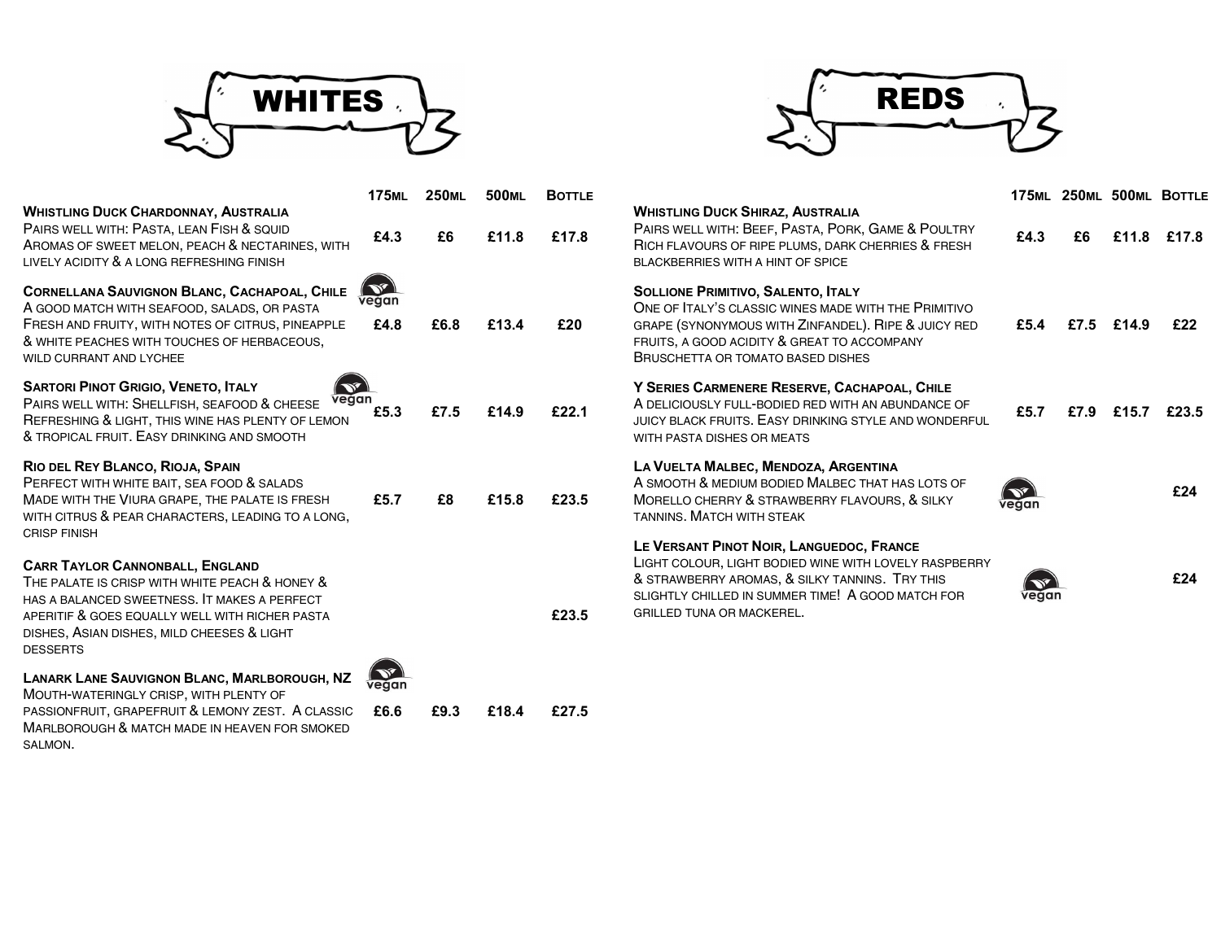# WHITES

| | 175ml | 250ml | 500ml | Bottle |
|---|---|---|---|---|
| **Whistling Duck Chardonnay, Australia**<br>Pairs well with: Pasta, lean Fish & squid<br>Aromas of sweet melon, peach & nectarines, with lively acidity & a long refreshing finish | £4.3 | £6 | £11.8 | £17.8 |
| **Cornellana Sauvignon Blanc, Cachapoal, Chile** (vegan)<br>A good match with seafood, salads, or pasta<br>Fresh and fruity, with notes of citrus, pineapple & white peaches with touches of herbaceous, wild currant and lychee | £4.8 | £6.8 | £13.4 | £20 |
| **Sartori Pinot Grigio, Veneto, Italy** (vegan)<br>Pairs well with: Shellfish, seafood & cheese<br>Refreshing & light, this wine has plenty of lemon & tropical fruit. Easy drinking and smooth | £5.3 | £7.5 | £14.9 | £22.1 |
| **Rio del Rey Blanco, Rioja, Spain**<br>Perfect with white bait, sea food & salads<br>Made with the Viura grape, the palate is fresh with citrus & pear characters, leading to a long, crisp finish | £5.7 | £8 | £15.8 | £23.5 |
| **Carr Taylor Cannonball, England**<br>The palate is crisp with white peach & honey & has a balanced sweetness. It makes a perfect aperitif & goes equally well with richer pasta dishes, Asian dishes, mild cheeses & light desserts | | | | £23.5 |
| **Lanark Lane Sauvignon Blanc, Marlborough, NZ** (vegan)<br>Mouth-wateringly crisp, with plenty of passionfruit, grapefruit & lemony zest. A classic Marlborough & match made in heaven for smoked salmon. | £6.6 | £9.3 | £18.4 | £27.5 |

# REDS

| | 175ml | 250ml | 500ml | Bottle |
|---|---|---|---|---|
| **Whistling Duck Shiraz, Australia**<br>Pairs well with: Beef, Pasta, Pork, Game & Poultry<br>Rich flavours of ripe plums, dark cherries & fresh blackberries with a hint of spice | £4.3 | £6 | £11.8 | £17.8 |
| **Sollione Primitivo, Salento, Italy**<br>One of Italy's classic wines made with the Primitivo grape (synonymous with Zinfandel). Ripe & juicy red fruits, a good acidity & great to accompany Bruschetta or tomato based dishes | £5.4 | £7.5 | £14.9 | £22 |
| **Y Series Carmenere Reserve, Cachapoal, Chile**<br>A deliciously full-bodied red with an abundance of juicy black fruits. Easy drinking style and wonderful with pasta dishes or meats | £5.7 | £7.9 | £15.7 | £23.5 |
| **La Vuelta Malbec, Mendoza, Argentina** (vegan)<br>A smooth & medium bodied Malbec that has lots of Morello cherry & strawberry flavours, & silky tannins. Match with steak | | | | £24 |
| **Le Versant Pinot Noir, Languedoc, France** (vegan)<br>Light colour, light bodied wine with lovely raspberry & strawberry aromas, & silky tannins. Try this slightly chilled in summer time! A good match for grilled tuna or mackerel. | | | | £24 |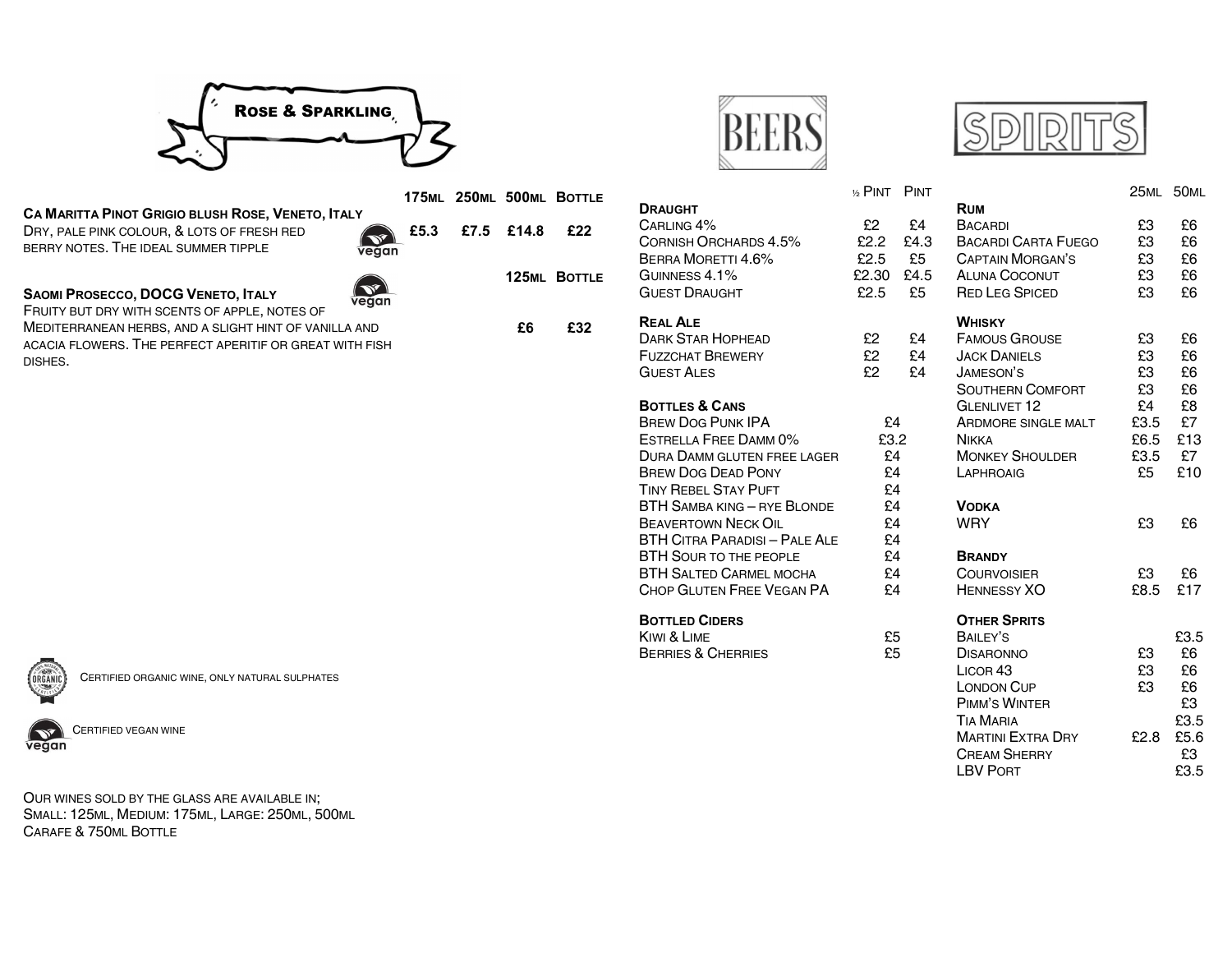## Rose & Sparkling

| | 175ml | 250ml | 500ml | Bottle |
|---|---|---|---|---|
| **Ca Maritta Pinot Grigio blush Rose, Veneto, Italy** (vegan)<br>Dry, pale pink colour, & lots of fresh red berry notes. The ideal summer tipple | £5.3 | £7.5 | £14.8 | £22 |

| | 125ml | Bottle |
|---|---|---|
| **Saomi Prosecco, DOCG Veneto, Italy** (vegan)<br>Fruity but dry with scents of apple, notes of Mediterranean herbs, and a slight hint of vanilla and acacia flowers. The perfect aperitif or great with fish dishes. | £6 | £32 |

Certified organic wine, only natural sulphates

Certified vegan wine

Our wines sold by the glass are available in;
Small: 125ml, Medium: 175ml, Large: 250ml, 500ml Carafe & 750ml Bottle

## Beers

| | ½ Pint | Pint |
|---|---|---|
| **Draught** | | |
| Carling 4% | £2 | £4 |
| Cornish Orchards 4.5% | £2.2 | £4.3 |
| Berra Moretti 4.6% | £2.5 | £5 |
| Guinness 4.1% | £2.30 | £4.5 |
| Guest Draught | £2.5 | £5 |
| **Real Ale** | | |
| Dark Star Hophead | £2 | £4 |
| Fuzzchat Brewery | £2 | £4 |
| Guest Ales | £2 | £4 |

| **Bottles & Cans** | |
|---|---|
| Brew Dog Punk IPA | £4 |
| Estrella Free Damm 0% | £3.2 |
| Dura Damm gluten free lager | £4 |
| Brew Dog Dead Pony | £4 |
| Tiny Rebel Stay Puft | £4 |
| BTH Samba king – rye Blonde | £4 |
| Beavertown Neck Oil | £4 |
| BTH Citra Paradisi – Pale Ale | £4 |
| BTH Sour to the people | £4 |
| BTH Salted Carmel mocha | £4 |
| Chop Gluten Free Vegan PA | £4 |
| **Bottled Ciders** | |
| Kiwi & Lime | £5 |
| Berries & Cherries | £5 |

## Spirits

| | 25ml | 50ml |
|---|---|---|
| **Rum** | | |
| Bacardi | £3 | £6 |
| Bacardi Carta Fuego | £3 | £6 |
| Captain Morgan's | £3 | £6 |
| Aluna Coconut | £3 | £6 |
| Red Leg Spiced | £3 | £6 |
| **Whisky** | | |
| Famous Grouse | £3 | £6 |
| Jack Daniels | £3 | £6 |
| Jameson's | £3 | £6 |
| Southern Comfort | £3 | £6 |
| Glenlivet 12 | £4 | £8 |
| Ardmore single malt | £3.5 | £7 |
| Nikka | £6.5 | £13 |
| Monkey Shoulder | £3.5 | £7 |
| Laphroaig | £5 | £10 |
| **Vodka** | | |
| WRY | £3 | £6 |
| **Brandy** | | |
| Courvoisier | £3 | £6 |
| Hennessy XO | £8.5 | £17 |
| **Other Sprits** | | |
| Bailey's | | £3.5 |
| Disaronno | £3 | £6 |
| Licor 43 | £3 | £6 |
| London Cup | £3 | £6 |
| Pimm's Winter | | £3 |
| Tia Maria | | £3.5 |
| Martini Extra Dry | £2.8 | £5.6 |
| Cream Sherry | | £3 |
| LBV Port | | £3.5 |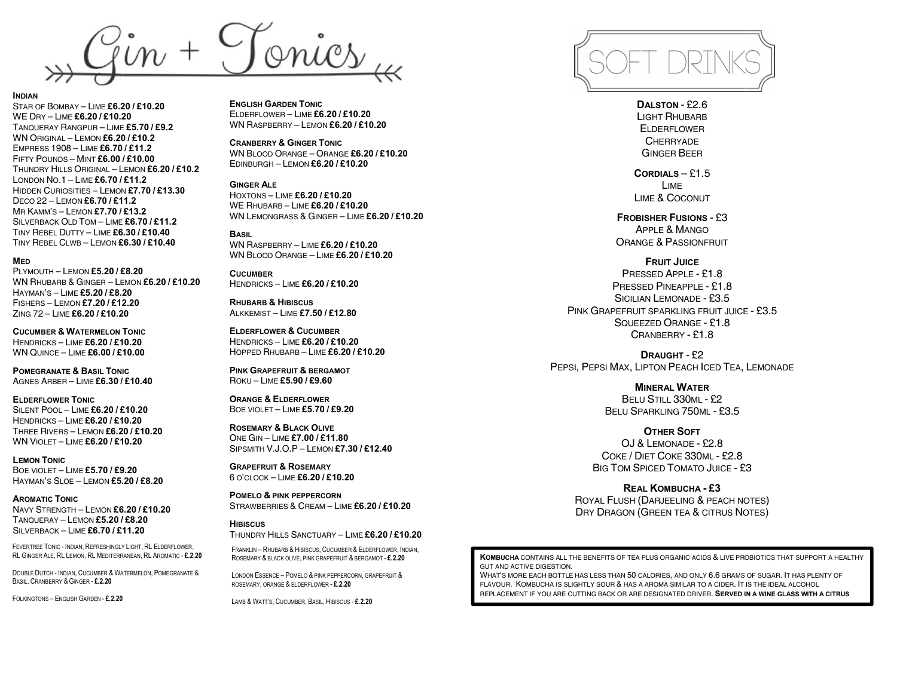# Gin + Tonics

**INDIAN**
STAR OF BOMBAY – LIME **£6.20 / £10.20**
WE DRY – LIME **£6.20 / £10.20**
TANQUERAY RANGPUR – LIME **£5.70 / £9.2**
WN ORIGINAL – LEMON **£6.20 / £10.2**
EMPRESS 1908 – LIME **£6.70 / £11.2**
FIFTY POUNDS – MINT **£6.00 / £10.00**
THUNDRY HILLS ORIGINAL – LEMON **£6.20 / £10.2**
LONDON NO.1 – LIME **£6.70 / £11.2**
HIDDEN CURIOSITIES – LEMON **£7.70 / £13.30**
DECO 22 – LEMON **£6.70 / £11.2**
MR KAMM'S – LEMON **£7.70 / £13.2**
SILVERBACK OLD TOM – LIME **£6.70 / £11.2**
TINY REBEL DUTTY – LIME **£6.30 / £10.40**
TINY REBEL CLWB – LEMON **£6.30 / £10.40**

**MED**
PLYMOUTH – LEMON **£5.20 / £8.20**
WN RHUBARB & GINGER – LEMON **£6.20 / £10.20**
HAYMAN'S – LIME **£5.20 / £8.20**
FISHERS – LEMON **£7.20 / £12.20**
ZING 72 – LIME **£6.20 / £10.20**

**CUCUMBER & WATERMELON TONIC**
HENDRICKS – LIME **£6.20 / £10.20**
WN QUINCE – LIME **£6.00 / £10.00**

**POMEGRANATE & BASIL TONIC**
AGNES ARBER – LIME **£6.30 / £10.40**

**ELDERFLOWER TONIC**
SILENT POOL – LIME **£6.20 / £10.20**
HENDRICKS – LIME **£6.20 / £10.20**
THREE RIVERS – LEMON **£6.20 / £10.20**
WN VIOLET – LIME **£6.20 / £10.20**

**LEMON TONIC**
BOE VIOLET – LIME **£5.70 / £9.20**
HAYMAN'S SLOE – LEMON **£5.20 / £8.20**

**AROMATIC TONIC**
NAVY STRENGTH – LEMON **£6.20 / £10.20**
TANQUERAY – LEMON **£5.20 / £8.20**
SILVERBACK – LIME **£6.70 / £11.20**

FEVERTREE TONIC - INDIAN, REFRESHINGLY LIGHT, RL ELDERFLOWER, RL GINGER ALE, RL LEMON, RL MEDITERRANEAN, RL AROMATIC - **£.2.20**

DOUBLE DUTCH - INDIAN, CUCUMBER & WATERMELON, POMEGRANATE & BASIL. CRANBERRY & GINGER - **£.2.20**

FOLKINGTONS – ENGLISH GARDEN - **£.2.20**

**ENGLISH GARDEN TONIC**
ELDERFLOWER – LIME **£6.20 / £10.20**
WN RASPBERRY – LEMON **£6.20 / £10.20**

**CRANBERRY & GINGER TONIC**
WN BLOOD ORANGE – ORANGE **£6.20 / £10.20**
EDINBURGH – LEMON **£6.20 / £10.20**

**GINGER ALE**
HOXTONS – LIME **£6.20 / £10.20**
WE RHUBARB – LIME **£6.20 / £10.20**
WN LEMONGRASS & GINGER – LIME **£6.20 / £10.20**

**BASIL**
WN RASPBERRY – LIME **£6.20 / £10.20**
WN BLOOD ORANGE – LIME **£6.20 / £10.20**

**CUCUMBER**
HENDRICKS – LIME **£6.20 / £10.20**

**RHUBARB & HIBISCUS**
ALKKEMIST – LIME **£7.50 / £12.80**

**ELDERFLOWER & CUCUMBER**
HENDRICKS – LIME **£6.20 / £10.20**
HOPPED RHUBARB – LIME **£6.20 / £10.20**

**PINK GRAPEFRUIT & BERGAMOT**
ROKU – LIME **£5.90 / £9.60**

**ORANGE & ELDERFLOWER**
BOE VIOLET – LIME **£5.70 / £9.20**

**ROSEMARY & BLACK OLIVE**
ONE GIN – LIME **£7.00 / £11.80**
SIPSMITH V.J.O.P – LEMON **£7.30 / £12.40**

**GRAPEFRUIT & ROSEMARY**
6 O'CLOCK – LIME **£6.20 / £10.20**

**POMELO & PINK PEPPERCORN**
STRAWBERRIES & CREAM – LIME **£6.20 / £10.20**

**HIBISCUS**
THUNDRY HILLS SANCTUARY – LIME **£6.20 / £10.20**

FRANKLIN – RHUBARB & HIBISCUS, CUCUMBER & ELDERFLOWER, INDIAN, ROSEMARY & BLACK OLIVE, PINK GRAPEFRUIT & BERGAMOT - **£.2.20**

LONDON ESSENCE – POMELO & PINK PEPPERCORN, GRAPEFRUIT & ROSEMARY, ORANGE & ELDERFLOWER - **£.2.20**

LAMB & WATT'S, CUCUMBER, BASIL, HIBISCUS - **£.2.20**

# SOFT DRINKS

**DALSTON** - £2.6
LIGHT RHUBARB
ELDERFLOWER
CHERRYADE
GINGER BEER

**CORDIALS** – £1.5
LIME
LIME & COCONUT

**FROBISHER FUSIONS** - £3
APPLE & MANGO
ORANGE & PASSIONFRUIT

**FRUIT JUICE**
PRESSED APPLE - £1.8
PRESSED PINEAPPLE - £1.8
SICILIAN LEMONADE - £3.5
PINK GRAPEFRUIT SPARKLING FRUIT JUICE - £3.5
SQUEEZED ORANGE - £1.8
CRANBERRY - £1.8

**DRAUGHT** - £2
PEPSI, PEPSI MAX, LIPTON PEACH ICED TEA, LEMONADE

**MINERAL WATER**
BELU STILL 330ML - £2
BELU SPARKLING 750ML - £3.5

**OTHER SOFT**
OJ & LEMONADE - £2.8
COKE / DIET COKE 330ML - £2.8
BIG TOM SPICED TOMATO JUICE - £3

**REAL KOMBUCHA - £3**
ROYAL FLUSH (DARJEELING & PEACH NOTES)
DRY DRAGON (GREEN TEA & CITRUS NOTES)

**KOMBUCHA** CONTAINS ALL THE BENEFITS OF TEA PLUS ORGANIC ACIDS & LIVE PROBIOTICS THAT SUPPORT A HEALTHY GUT AND ACTIVE DIGESTION.
WHAT'S MORE EACH BOTTLE HAS LESS THAN 50 CALORIES, AND ONLY 6.6 GRAMS OF SUGAR. IT HAS PLENTY OF FLAVOUR. KOMBUCHA IS SLIGHTLY SOUR & HAS A AROMA SIMILAR TO A CIDER. IT IS THE IDEAL ALCOHOL REPLACEMENT IF YOU ARE CUTTING BACK OR ARE DESIGNATED DRIVER. **SERVED IN A WINE GLASS WITH A CITRUS**